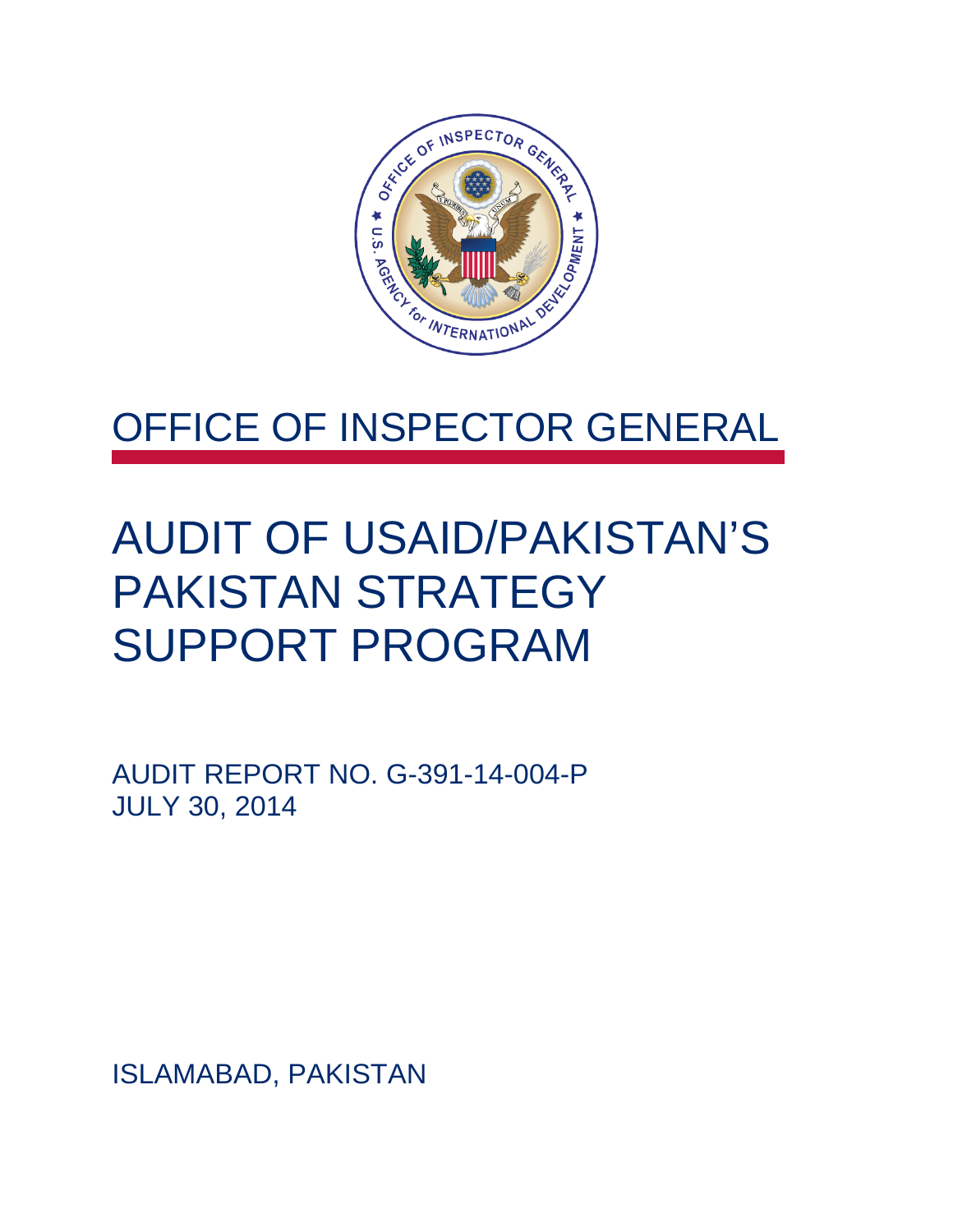# OFFICE OF INSPECTOR GENERAL

# AUDIT OF USAID/PAKISTAN'S PAKISTAN STRATEGY SUPPORT PROGRAM

AUDIT REPORT NO. G-391-14-004-P
JULY 30, 2014

ISLAMABAD, PAKISTAN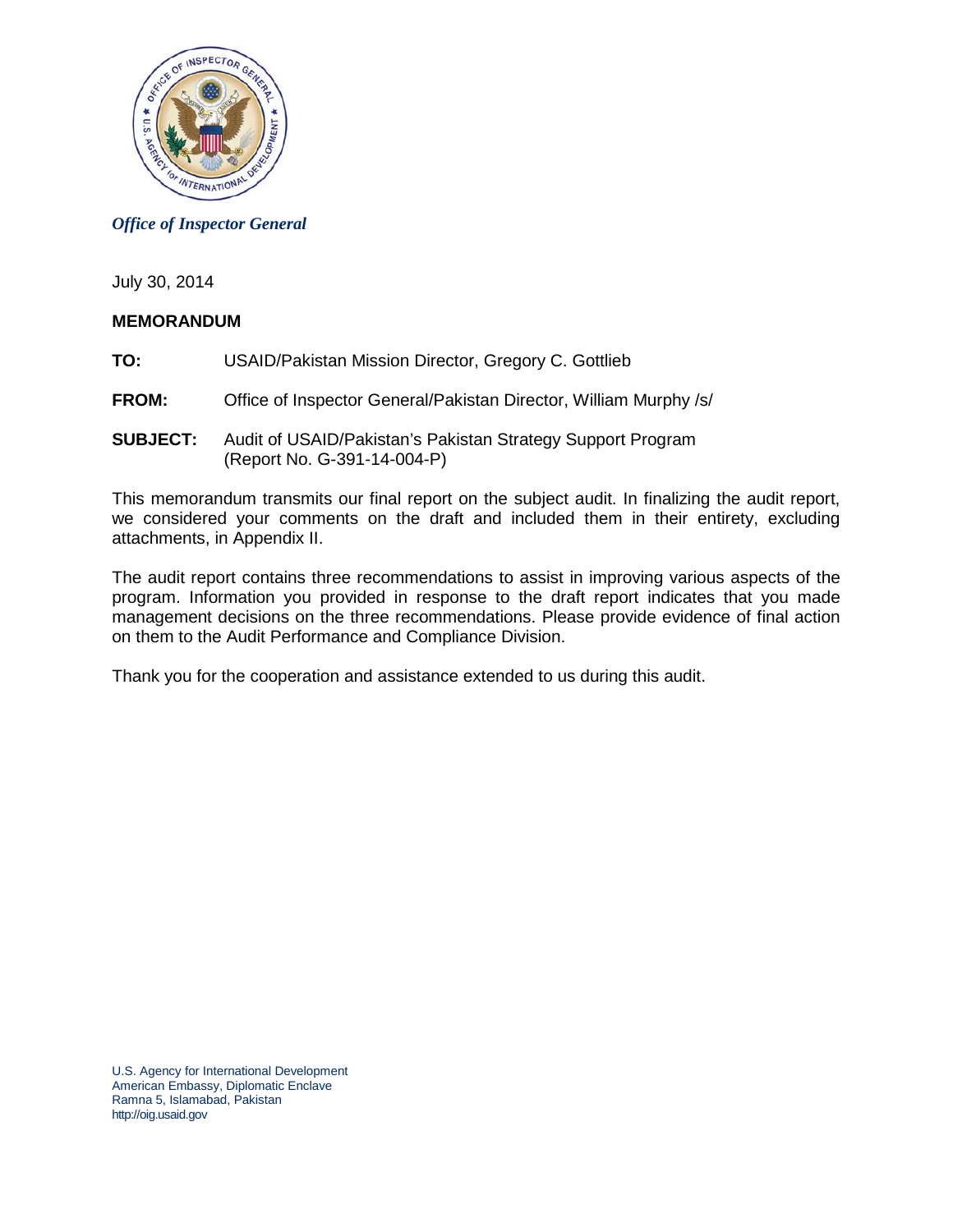*Office of Inspector General*

July 30, 2014

**MEMORANDUM**

**TO:** USAID/Pakistan Mission Director, Gregory C. Gottlieb

**FROM:** Office of Inspector General/Pakistan Director, William Murphy /s/

**SUBJECT:** Audit of USAID/Pakistan's Pakistan Strategy Support Program (Report No. G-391-14-004-P)

This memorandum transmits our final report on the subject audit. In finalizing the audit report, we considered your comments on the draft and included them in their entirety, excluding attachments, in Appendix II.

The audit report contains three recommendations to assist in improving various aspects of the program. Information you provided in response to the draft report indicates that you made management decisions on the three recommendations. Please provide evidence of final action on them to the Audit Performance and Compliance Division.

Thank you for the cooperation and assistance extended to us during this audit.

U.S. Agency for International Development
American Embassy, Diplomatic Enclave
Ramna 5, Islamabad, Pakistan
http://oig.usaid.gov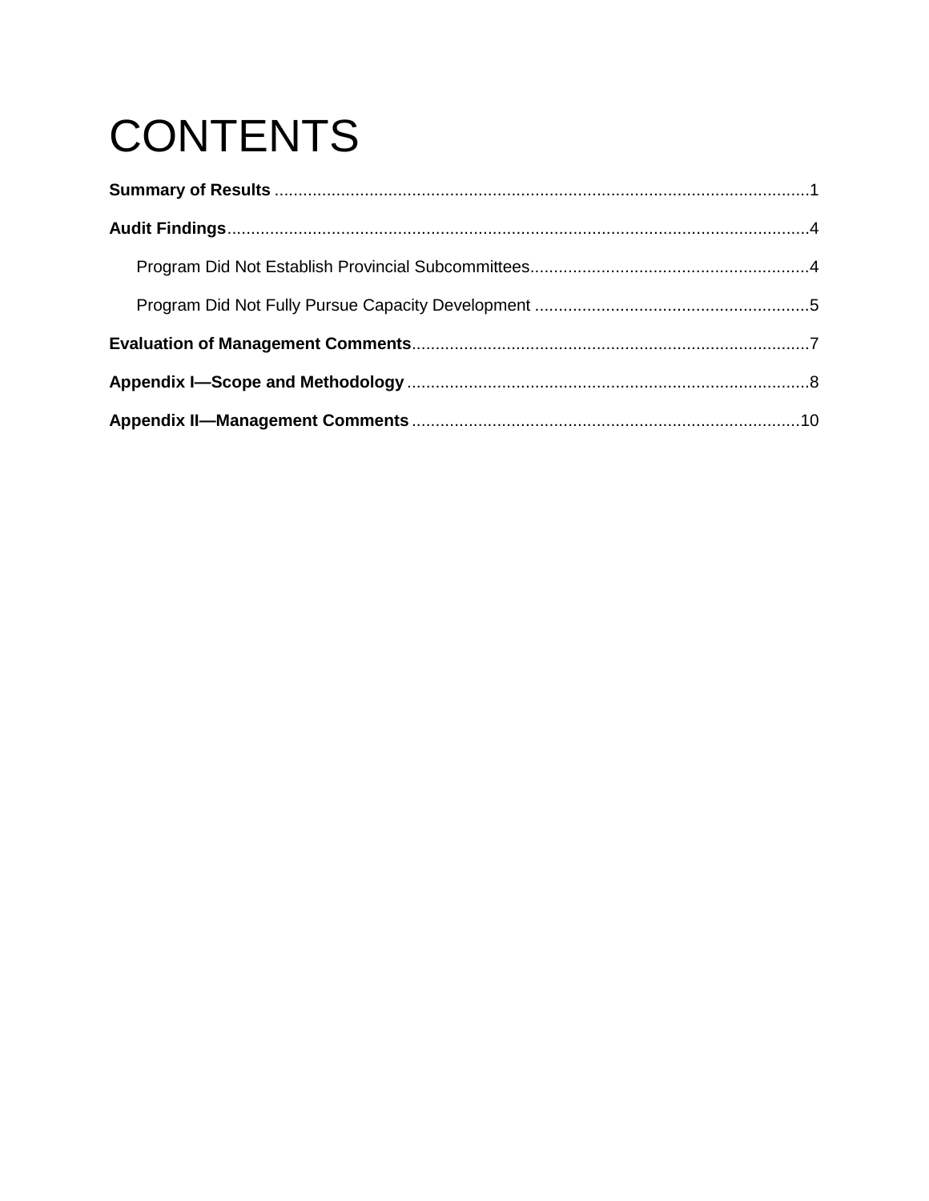# CONTENTS

**Summary of Results** ..................................................................................................................1

**Audit Findings**...........................................................................................................................4

Program Did Not Establish Provincial Subcommittees...........................................................4

Program Did Not Fully Pursue Capacity Development ..........................................................5

**Evaluation of Management Comments**...................................................................................7

**Appendix I—Scope and Methodology** ....................................................................................8

**Appendix II—Management Comments** .................................................................................10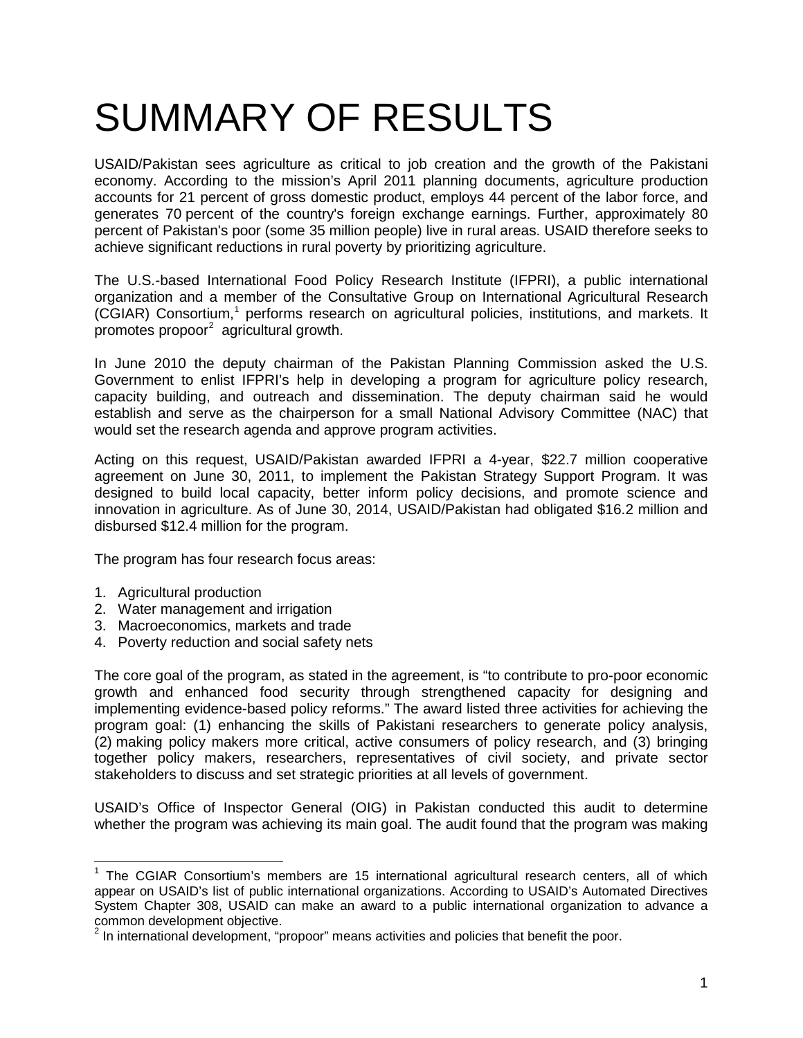# SUMMARY OF RESULTS

USAID/Pakistan sees agriculture as critical to job creation and the growth of the Pakistani economy. According to the mission's April 2011 planning documents, agriculture production accounts for 21 percent of gross domestic product, employs 44 percent of the labor force, and generates 70 percent of the country's foreign exchange earnings. Further, approximately 80 percent of Pakistan's poor (some 35 million people) live in rural areas. USAID therefore seeks to achieve significant reductions in rural poverty by prioritizing agriculture.

The U.S.-based International Food Policy Research Institute (IFPRI), a public international organization and a member of the Consultative Group on International Agricultural Research (CGIAR) Consortium,[1] performs research on agricultural policies, institutions, and markets. It promotes propoor[2] agricultural growth.

In June 2010 the deputy chairman of the Pakistan Planning Commission asked the U.S. Government to enlist IFPRI's help in developing a program for agriculture policy research, capacity building, and outreach and dissemination. The deputy chairman said he would establish and serve as the chairperson for a small National Advisory Committee (NAC) that would set the research agenda and approve program activities.

Acting on this request, USAID/Pakistan awarded IFPRI a 4-year, $22.7 million cooperative agreement on June 30, 2011, to implement the Pakistan Strategy Support Program. It was designed to build local capacity, better inform policy decisions, and promote science and innovation in agriculture. As of June 30, 2014, USAID/Pakistan had obligated $16.2 million and disbursed $12.4 million for the program.

The program has four research focus areas:

1. Agricultural production
2. Water management and irrigation
3. Macroeconomics, markets and trade
4. Poverty reduction and social safety nets

The core goal of the program, as stated in the agreement, is "to contribute to pro-poor economic growth and enhanced food security through strengthened capacity for designing and implementing evidence-based policy reforms." The award listed three activities for achieving the program goal: (1) enhancing the skills of Pakistani researchers to generate policy analysis, (2) making policy makers more critical, active consumers of policy research, and (3) bringing together policy makers, researchers, representatives of civil society, and private sector stakeholders to discuss and set strategic priorities at all levels of government.

USAID's Office of Inspector General (OIG) in Pakistan conducted this audit to determine whether the program was achieving its main goal. The audit found that the program was making

[1] The CGIAR Consortium's members are 15 international agricultural research centers, all of which appear on USAID's list of public international organizations. According to USAID's Automated Directives System Chapter 308, USAID can make an award to a public international organization to advance a common development objective.

[2] In international development, "propoor" means activities and policies that benefit the poor.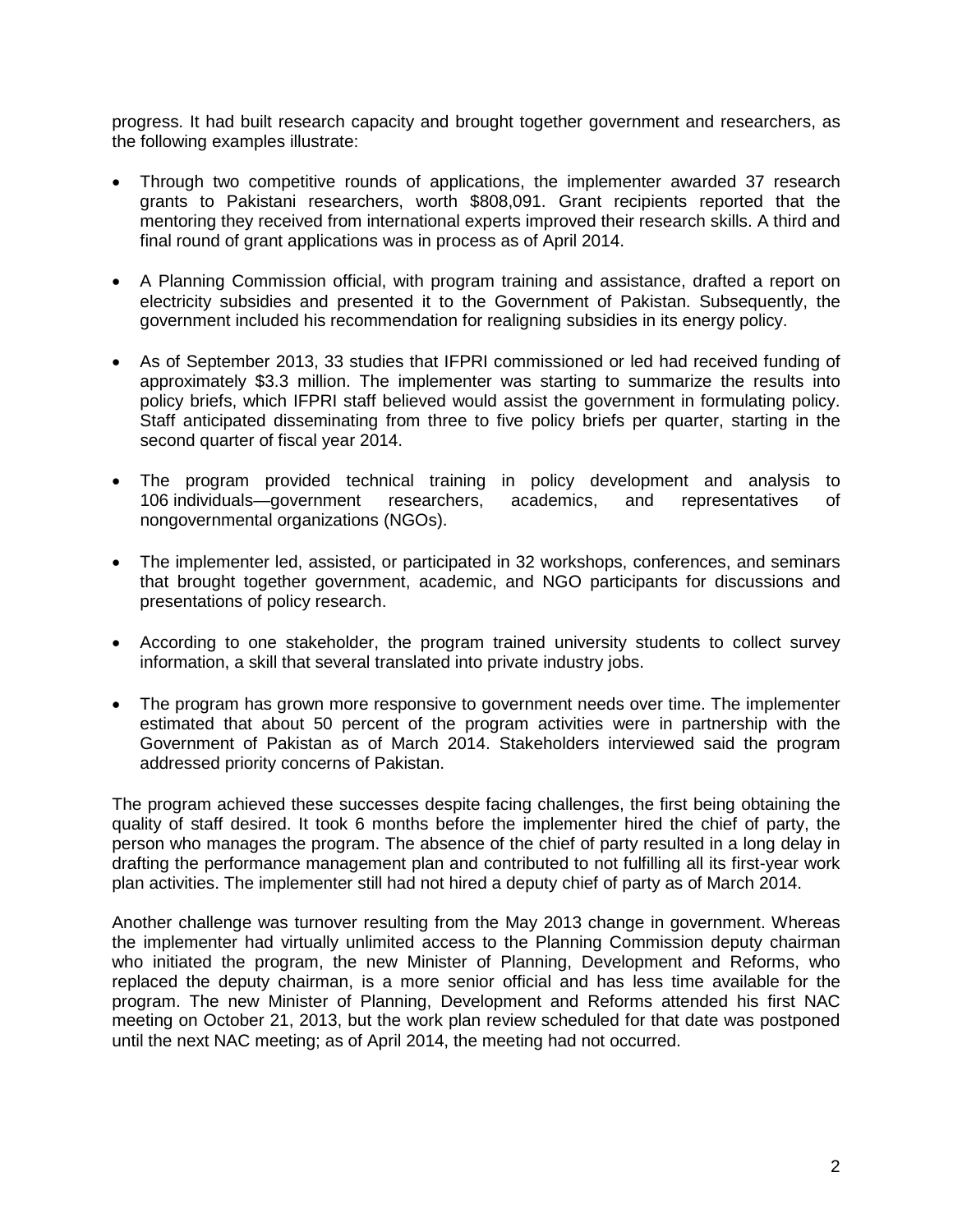progress. It had built research capacity and brought together government and researchers, as the following examples illustrate:

- Through two competitive rounds of applications, the implementer awarded 37 research grants to Pakistani researchers, worth $808,091. Grant recipients reported that the mentoring they received from international experts improved their research skills. A third and final round of grant applications was in process as of April 2014.
- A Planning Commission official, with program training and assistance, drafted a report on electricity subsidies and presented it to the Government of Pakistan. Subsequently, the government included his recommendation for realigning subsidies in its energy policy.
- As of September 2013, 33 studies that IFPRI commissioned or led had received funding of approximately $3.3 million. The implementer was starting to summarize the results into policy briefs, which IFPRI staff believed would assist the government in formulating policy. Staff anticipated disseminating from three to five policy briefs per quarter, starting in the second quarter of fiscal year 2014.
- The program provided technical training in policy development and analysis to 106 individuals—government researchers, academics, and representatives of nongovernmental organizations (NGOs).
- The implementer led, assisted, or participated in 32 workshops, conferences, and seminars that brought together government, academic, and NGO participants for discussions and presentations of policy research.
- According to one stakeholder, the program trained university students to collect survey information, a skill that several translated into private industry jobs.
- The program has grown more responsive to government needs over time. The implementer estimated that about 50 percent of the program activities were in partnership with the Government of Pakistan as of March 2014. Stakeholders interviewed said the program addressed priority concerns of Pakistan.

The program achieved these successes despite facing challenges, the first being obtaining the quality of staff desired. It took 6 months before the implementer hired the chief of party, the person who manages the program. The absence of the chief of party resulted in a long delay in drafting the performance management plan and contributed to not fulfilling all its first-year work plan activities. The implementer still had not hired a deputy chief of party as of March 2014.

Another challenge was turnover resulting from the May 2013 change in government. Whereas the implementer had virtually unlimited access to the Planning Commission deputy chairman who initiated the program, the new Minister of Planning, Development and Reforms, who replaced the deputy chairman, is a more senior official and has less time available for the program. The new Minister of Planning, Development and Reforms attended his first NAC meeting on October 21, 2013, but the work plan review scheduled for that date was postponed until the next NAC meeting; as of April 2014, the meeting had not occurred.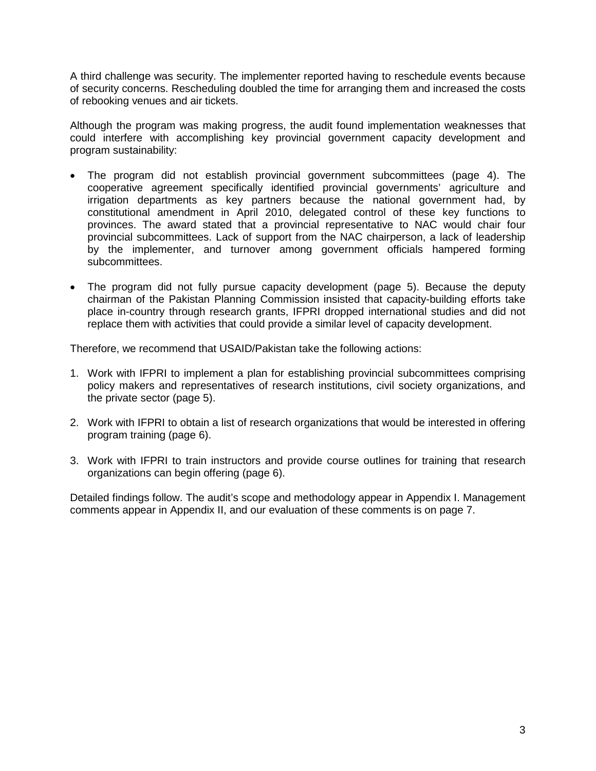A third challenge was security. The implementer reported having to reschedule events because of security concerns. Rescheduling doubled the time for arranging them and increased the costs of rebooking venues and air tickets.

Although the program was making progress, the audit found implementation weaknesses that could interfere with accomplishing key provincial government capacity development and program sustainability:

- The program did not establish provincial government subcommittees (page 4). The cooperative agreement specifically identified provincial governments' agriculture and irrigation departments as key partners because the national government had, by constitutional amendment in April 2010, delegated control of these key functions to provinces. The award stated that a provincial representative to NAC would chair four provincial subcommittees. Lack of support from the NAC chairperson, a lack of leadership by the implementer, and turnover among government officials hampered forming subcommittees.

- The program did not fully pursue capacity development (page 5). Because the deputy chairman of the Pakistan Planning Commission insisted that capacity-building efforts take place in-country through research grants, IFPRI dropped international studies and did not replace them with activities that could provide a similar level of capacity development.

Therefore, we recommend that USAID/Pakistan take the following actions:

1. Work with IFPRI to implement a plan for establishing provincial subcommittees comprising policy makers and representatives of research institutions, civil society organizations, and the private sector (page 5).

2. Work with IFPRI to obtain a list of research organizations that would be interested in offering program training (page 6).

3. Work with IFPRI to train instructors and provide course outlines for training that research organizations can begin offering (page 6).

Detailed findings follow. The audit's scope and methodology appear in Appendix I. Management comments appear in Appendix II, and our evaluation of these comments is on page 7.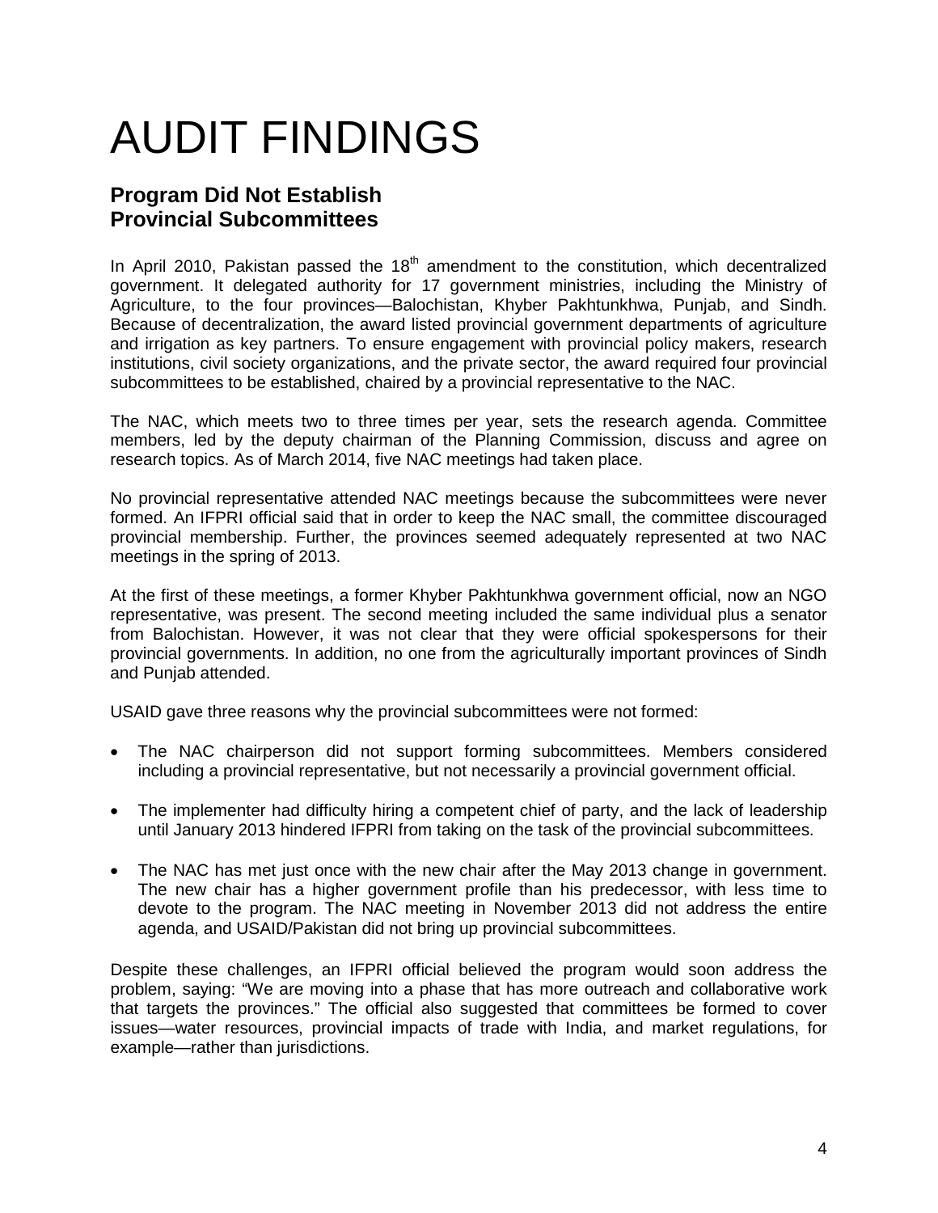# AUDIT FINDINGS

## Program Did Not Establish Provincial Subcommittees

In April 2010, Pakistan passed the 18th amendment to the constitution, which decentralized government. It delegated authority for 17 government ministries, including the Ministry of Agriculture, to the four provinces—Balochistan, Khyber Pakhtunkhwa, Punjab, and Sindh. Because of decentralization, the award listed provincial government departments of agriculture and irrigation as key partners. To ensure engagement with provincial policy makers, research institutions, civil society organizations, and the private sector, the award required four provincial subcommittees to be established, chaired by a provincial representative to the NAC.

The NAC, which meets two to three times per year, sets the research agenda. Committee members, led by the deputy chairman of the Planning Commission, discuss and agree on research topics. As of March 2014, five NAC meetings had taken place.

No provincial representative attended NAC meetings because the subcommittees were never formed. An IFPRI official said that in order to keep the NAC small, the committee discouraged provincial membership. Further, the provinces seemed adequately represented at two NAC meetings in the spring of 2013.

At the first of these meetings, a former Khyber Pakhtunkhwa government official, now an NGO representative, was present. The second meeting included the same individual plus a senator from Balochistan. However, it was not clear that they were official spokespersons for their provincial governments. In addition, no one from the agriculturally important provinces of Sindh and Punjab attended.

USAID gave three reasons why the provincial subcommittees were not formed:

- The NAC chairperson did not support forming subcommittees. Members considered including a provincial representative, but not necessarily a provincial government official.
- The implementer had difficulty hiring a competent chief of party, and the lack of leadership until January 2013 hindered IFPRI from taking on the task of the provincial subcommittees.
- The NAC has met just once with the new chair after the May 2013 change in government. The new chair has a higher government profile than his predecessor, with less time to devote to the program. The NAC meeting in November 2013 did not address the entire agenda, and USAID/Pakistan did not bring up provincial subcommittees.

Despite these challenges, an IFPRI official believed the program would soon address the problem, saying: "We are moving into a phase that has more outreach and collaborative work that targets the provinces." The official also suggested that committees be formed to cover issues—water resources, provincial impacts of trade with India, and market regulations, for example—rather than jurisdictions.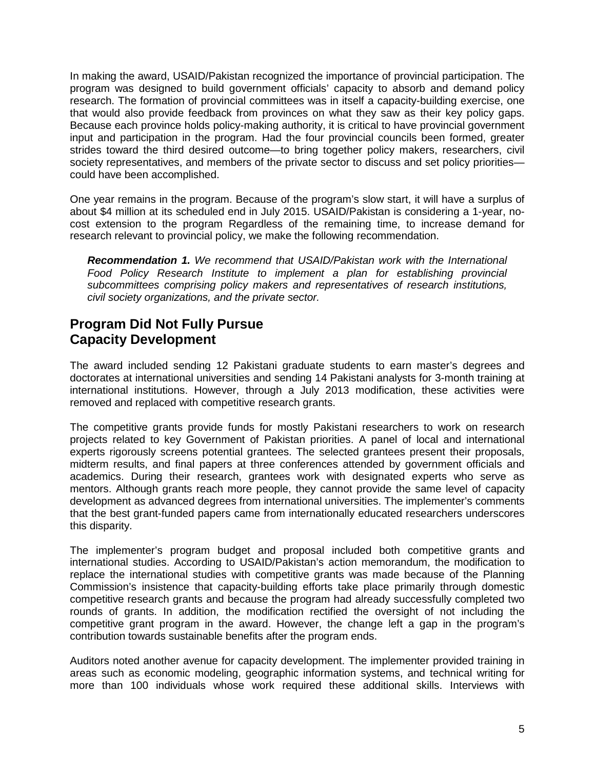In making the award, USAID/Pakistan recognized the importance of provincial participation. The program was designed to build government officials' capacity to absorb and demand policy research. The formation of provincial committees was in itself a capacity-building exercise, one that would also provide feedback from provinces on what they saw as their key policy gaps. Because each province holds policy-making authority, it is critical to have provincial government input and participation in the program. Had the four provincial councils been formed, greater strides toward the third desired outcome—to bring together policy makers, researchers, civil society representatives, and members of the private sector to discuss and set policy priorities—could have been accomplished.

One year remains in the program. Because of the program's slow start, it will have a surplus of about $4 million at its scheduled end in July 2015. USAID/Pakistan is considering a 1-year, no-cost extension to the program Regardless of the remaining time, to increase demand for research relevant to provincial policy, we make the following recommendation.

> ***Recommendation 1.*** *We recommend that USAID/Pakistan work with the International Food Policy Research Institute to implement a plan for establishing provincial subcommittees comprising policy makers and representatives of research institutions, civil society organizations, and the private sector.*

## Program Did Not Fully Pursue Capacity Development

The award included sending 12 Pakistani graduate students to earn master's degrees and doctorates at international universities and sending 14 Pakistani analysts for 3-month training at international institutions. However, through a July 2013 modification, these activities were removed and replaced with competitive research grants.

The competitive grants provide funds for mostly Pakistani researchers to work on research projects related to key Government of Pakistan priorities. A panel of local and international experts rigorously screens potential grantees. The selected grantees present their proposals, midterm results, and final papers at three conferences attended by government officials and academics. During their research, grantees work with designated experts who serve as mentors. Although grants reach more people, they cannot provide the same level of capacity development as advanced degrees from international universities. The implementer's comments that the best grant-funded papers came from internationally educated researchers underscores this disparity.

The implementer's program budget and proposal included both competitive grants and international studies. According to USAID/Pakistan's action memorandum, the modification to replace the international studies with competitive grants was made because of the Planning Commission's insistence that capacity-building efforts take place primarily through domestic competitive research grants and because the program had already successfully completed two rounds of grants. In addition, the modification rectified the oversight of not including the competitive grant program in the award. However, the change left a gap in the program's contribution towards sustainable benefits after the program ends.

Auditors noted another avenue for capacity development. The implementer provided training in areas such as economic modeling, geographic information systems, and technical writing for more than 100 individuals whose work required these additional skills. Interviews with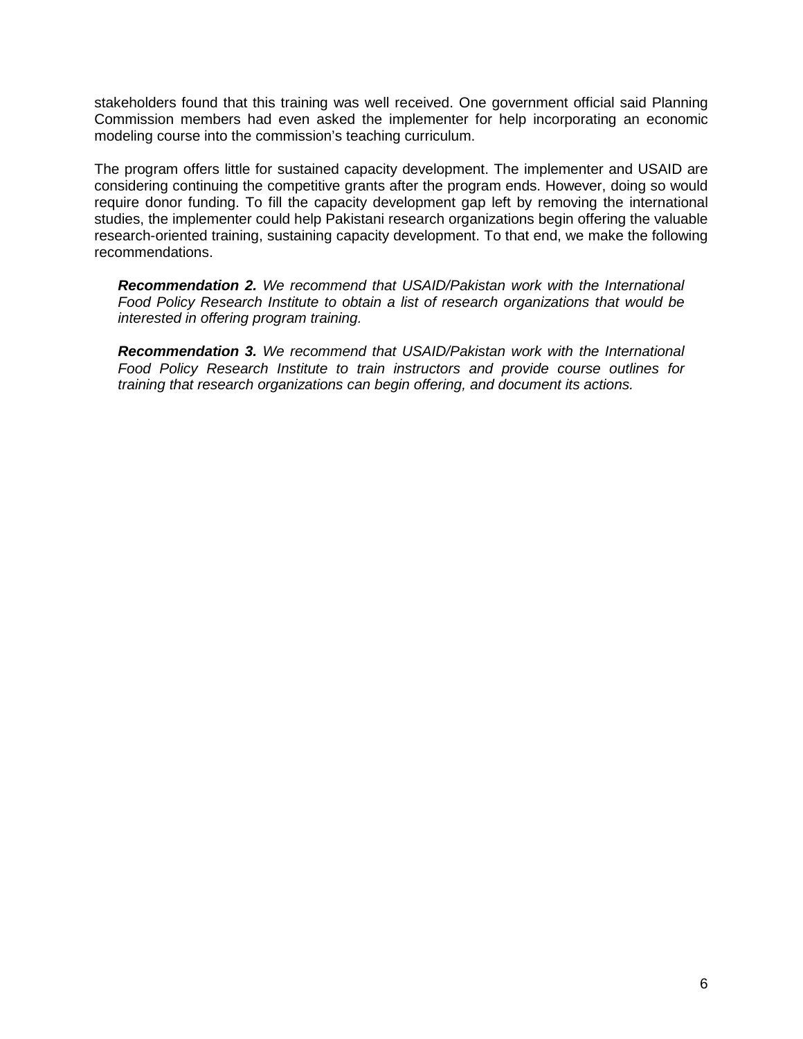stakeholders found that this training was well received. One government official said Planning Commission members had even asked the implementer for help incorporating an economic modeling course into the commission's teaching curriculum.

The program offers little for sustained capacity development. The implementer and USAID are considering continuing the competitive grants after the program ends. However, doing so would require donor funding. To fill the capacity development gap left by removing the international studies, the implementer could help Pakistani research organizations begin offering the valuable research-oriented training, sustaining capacity development. To that end, we make the following recommendations.

> ***Recommendation 2.*** *We recommend that USAID/Pakistan work with the International Food Policy Research Institute to obtain a list of research organizations that would be interested in offering program training.*
>
> ***Recommendation 3.*** *We recommend that USAID/Pakistan work with the International Food Policy Research Institute to train instructors and provide course outlines for training that research organizations can begin offering, and document its actions.*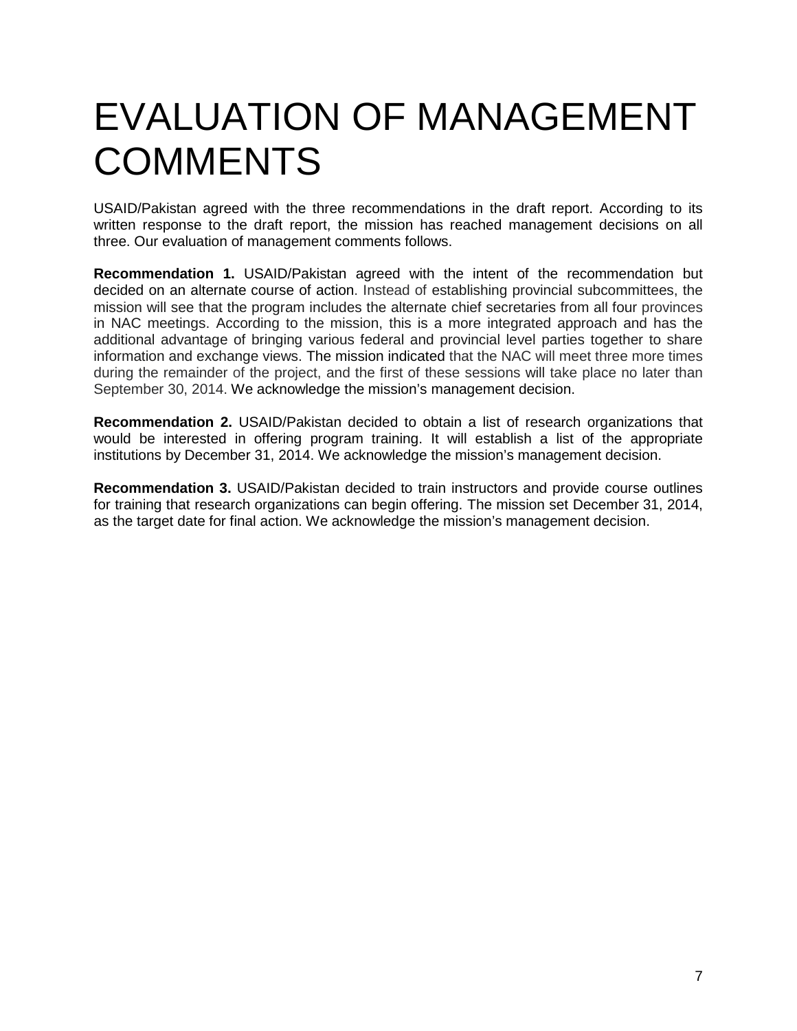# EVALUATION OF MANAGEMENT COMMENTS

USAID/Pakistan agreed with the three recommendations in the draft report. According to its written response to the draft report, the mission has reached management decisions on all three. Our evaluation of management comments follows.

**Recommendation 1.** USAID/Pakistan agreed with the intent of the recommendation but decided on an alternate course of action. Instead of establishing provincial subcommittees, the mission will see that the program includes the alternate chief secretaries from all four provinces in NAC meetings. According to the mission, this is a more integrated approach and has the additional advantage of bringing various federal and provincial level parties together to share information and exchange views. The mission indicated that the NAC will meet three more times during the remainder of the project, and the first of these sessions will take place no later than September 30, 2014. We acknowledge the mission's management decision.

**Recommendation 2.** USAID/Pakistan decided to obtain a list of research organizations that would be interested in offering program training. It will establish a list of the appropriate institutions by December 31, 2014. We acknowledge the mission's management decision.

**Recommendation 3.** USAID/Pakistan decided to train instructors and provide course outlines for training that research organizations can begin offering. The mission set December 31, 2014, as the target date for final action. We acknowledge the mission's management decision.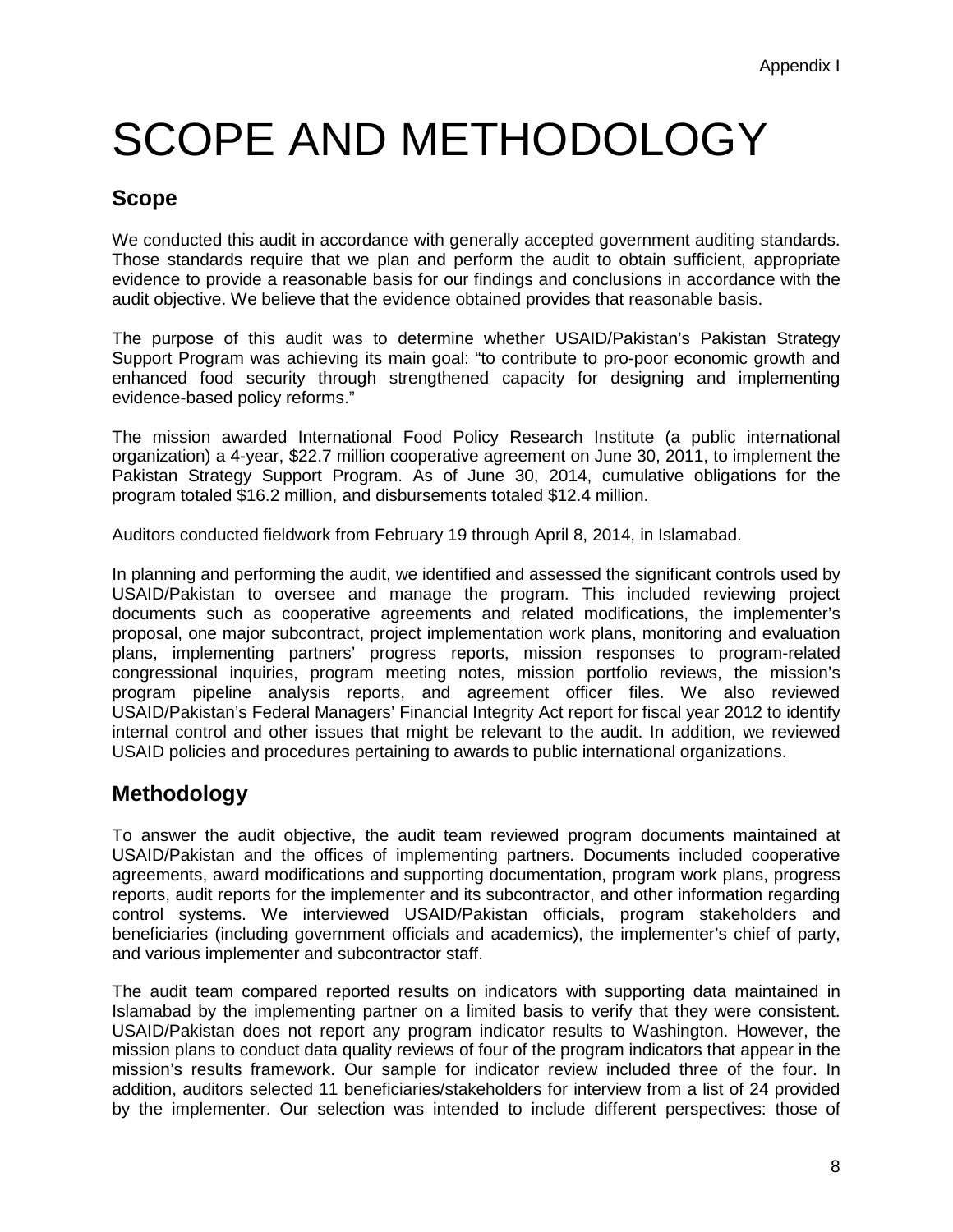# SCOPE AND METHODOLOGY

## Scope

We conducted this audit in accordance with generally accepted government auditing standards. Those standards require that we plan and perform the audit to obtain sufficient, appropriate evidence to provide a reasonable basis for our findings and conclusions in accordance with the audit objective. We believe that the evidence obtained provides that reasonable basis.

The purpose of this audit was to determine whether USAID/Pakistan's Pakistan Strategy Support Program was achieving its main goal: "to contribute to pro-poor economic growth and enhanced food security through strengthened capacity for designing and implementing evidence-based policy reforms."

The mission awarded International Food Policy Research Institute (a public international organization) a 4-year, $22.7 million cooperative agreement on June 30, 2011, to implement the Pakistan Strategy Support Program. As of June 30, 2014, cumulative obligations for the program totaled $16.2 million, and disbursements totaled $12.4 million.

Auditors conducted fieldwork from February 19 through April 8, 2014, in Islamabad.

In planning and performing the audit, we identified and assessed the significant controls used by USAID/Pakistan to oversee and manage the program. This included reviewing project documents such as cooperative agreements and related modifications, the implementer's proposal, one major subcontract, project implementation work plans, monitoring and evaluation plans, implementing partners' progress reports, mission responses to program-related congressional inquiries, program meeting notes, mission portfolio reviews, the mission's program pipeline analysis reports, and agreement officer files. We also reviewed USAID/Pakistan's Federal Managers' Financial Integrity Act report for fiscal year 2012 to identify internal control and other issues that might be relevant to the audit. In addition, we reviewed USAID policies and procedures pertaining to awards to public international organizations.

## Methodology

To answer the audit objective, the audit team reviewed program documents maintained at USAID/Pakistan and the offices of implementing partners. Documents included cooperative agreements, award modifications and supporting documentation, program work plans, progress reports, audit reports for the implementer and its subcontractor, and other information regarding control systems. We interviewed USAID/Pakistan officials, program stakeholders and beneficiaries (including government officials and academics), the implementer's chief of party, and various implementer and subcontractor staff.

The audit team compared reported results on indicators with supporting data maintained in Islamabad by the implementing partner on a limited basis to verify that they were consistent. USAID/Pakistan does not report any program indicator results to Washington. However, the mission plans to conduct data quality reviews of four of the program indicators that appear in the mission's results framework. Our sample for indicator review included three of the four. In addition, auditors selected 11 beneficiaries/stakeholders for interview from a list of 24 provided by the implementer. Our selection was intended to include different perspectives: those of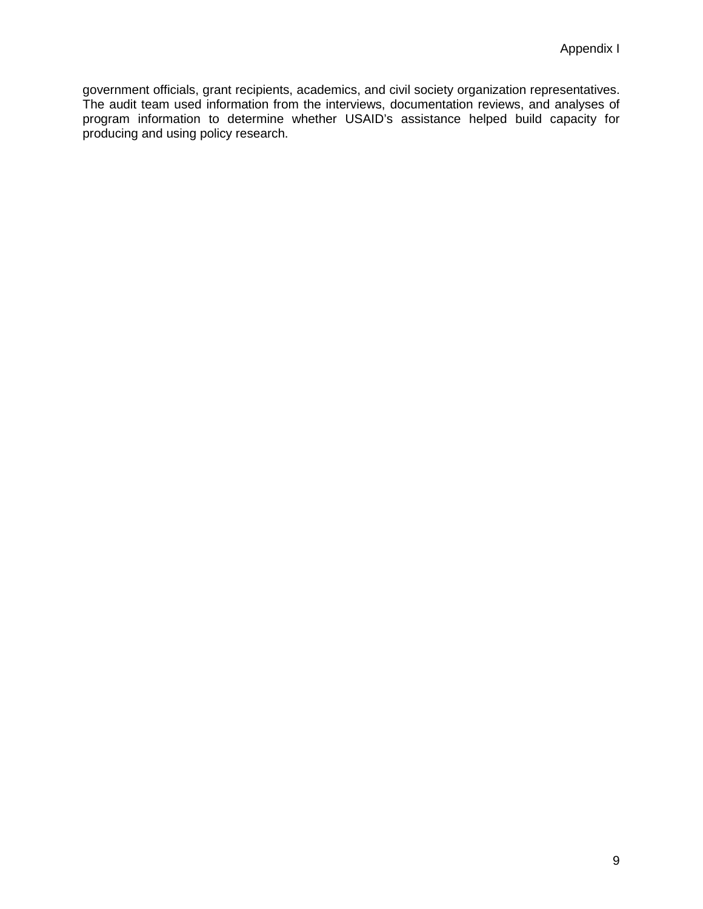government officials, grant recipients, academics, and civil society organization representatives. The audit team used information from the interviews, documentation reviews, and analyses of program information to determine whether USAID's assistance helped build capacity for producing and using policy research.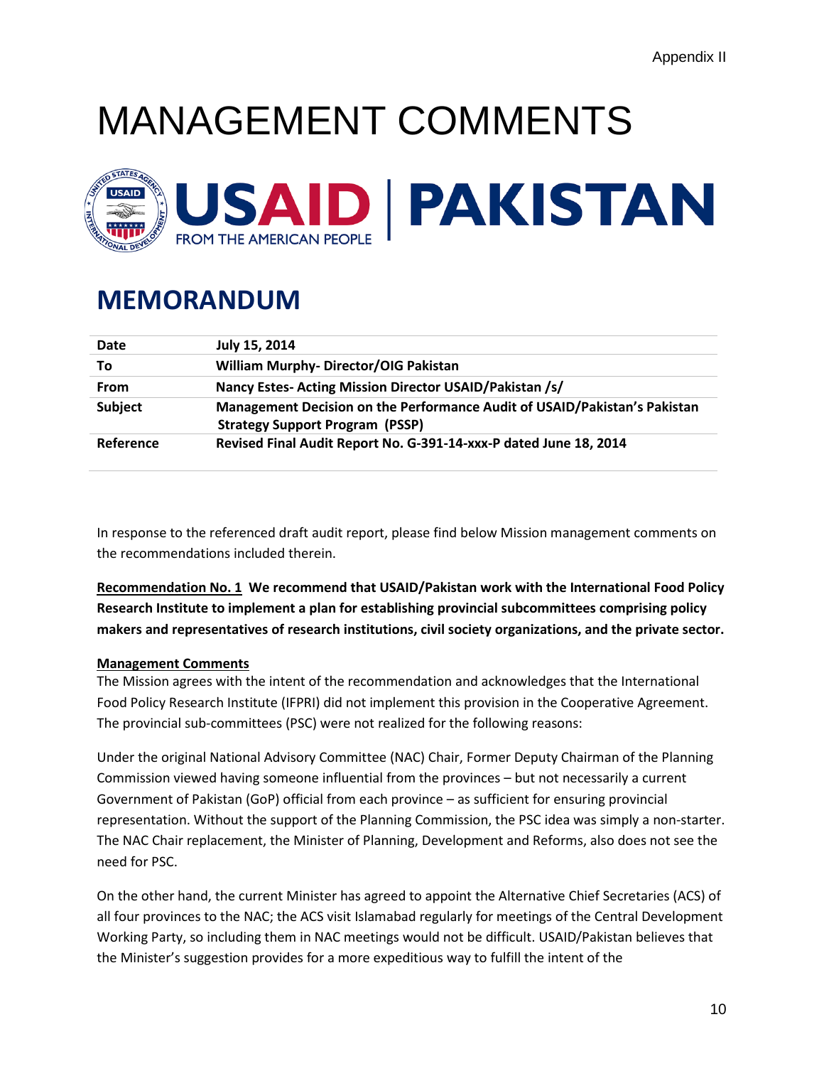Appendix II

# MANAGEMENT COMMENTS

USAID | PAKISTAN
FROM THE AMERICAN PEOPLE

## MEMORANDUM

| | |
|---|---|
| **Date** | **July 15, 2014** |
| **To** | **William Murphy- Director/OIG Pakistan** |
| **From** | **Nancy Estes- Acting Mission Director USAID/Pakistan /s/** |
| **Subject** | **Management Decision on the Performance Audit of USAID/Pakistan's Pakistan Strategy Support Program (PSSP)** |
| **Reference** | **Revised Final Audit Report No. G-391-14-xxx-P dated June 18, 2014** |

In response to the referenced draft audit report, please find below Mission management comments on the recommendations included therein.

**Recommendation No. 1** **We recommend that USAID/Pakistan work with the International Food Policy Research Institute to implement a plan for establishing provincial subcommittees comprising policy makers and representatives of research institutions, civil society organizations, and the private sector.**

**Management Comments**

The Mission agrees with the intent of the recommendation and acknowledges that the International Food Policy Research Institute (IFPRI) did not implement this provision in the Cooperative Agreement. The provincial sub-committees (PSC) were not realized for the following reasons:

Under the original National Advisory Committee (NAC) Chair, Former Deputy Chairman of the Planning Commission viewed having someone influential from the provinces – but not necessarily a current Government of Pakistan (GoP) official from each province – as sufficient for ensuring provincial representation. Without the support of the Planning Commission, the PSC idea was simply a non-starter. The NAC Chair replacement, the Minister of Planning, Development and Reforms, also does not see the need for PSC.

On the other hand, the current Minister has agreed to appoint the Alternative Chief Secretaries (ACS) of all four provinces to the NAC; the ACS visit Islamabad regularly for meetings of the Central Development Working Party, so including them in NAC meetings would not be difficult. USAID/Pakistan believes that the Minister's suggestion provides for a more expeditious way to fulfill the intent of the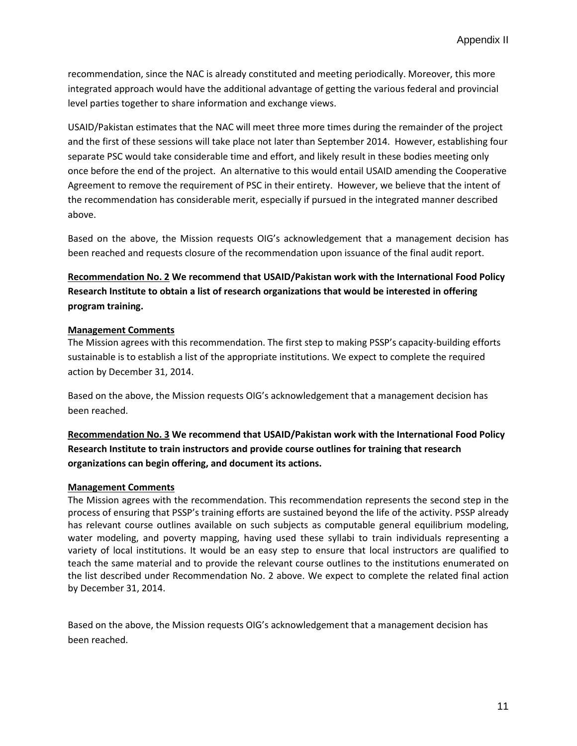recommendation, since the NAC is already constituted and meeting periodically. Moreover, this more integrated approach would have the additional advantage of getting the various federal and provincial level parties together to share information and exchange views.

USAID/Pakistan estimates that the NAC will meet three more times during the remainder of the project and the first of these sessions will take place not later than September 2014. However, establishing four separate PSC would take considerable time and effort, and likely result in these bodies meeting only once before the end of the project. An alternative to this would entail USAID amending the Cooperative Agreement to remove the requirement of PSC in their entirety. However, we believe that the intent of the recommendation has considerable merit, especially if pursued in the integrated manner described above.

Based on the above, the Mission requests OIG's acknowledgement that a management decision has been reached and requests closure of the recommendation upon issuance of the final audit report.

**Recommendation No. 2 We recommend that USAID/Pakistan work with the International Food Policy Research Institute to obtain a list of research organizations that would be interested in offering program training.**

**Management Comments**

The Mission agrees with this recommendation. The first step to making PSSP's capacity-building efforts sustainable is to establish a list of the appropriate institutions. We expect to complete the required action by December 31, 2014.

Based on the above, the Mission requests OIG's acknowledgement that a management decision has been reached.

**Recommendation No. 3 We recommend that USAID/Pakistan work with the International Food Policy Research Institute to train instructors and provide course outlines for training that research organizations can begin offering, and document its actions.**

**Management Comments**

The Mission agrees with the recommendation. This recommendation represents the second step in the process of ensuring that PSSP's training efforts are sustained beyond the life of the activity. PSSP already has relevant course outlines available on such subjects as computable general equilibrium modeling, water modeling, and poverty mapping, having used these syllabi to train individuals representing a variety of local institutions. It would be an easy step to ensure that local instructors are qualified to teach the same material and to provide the relevant course outlines to the institutions enumerated on the list described under Recommendation No. 2 above. We expect to complete the related final action by December 31, 2014.

Based on the above, the Mission requests OIG's acknowledgement that a management decision has been reached.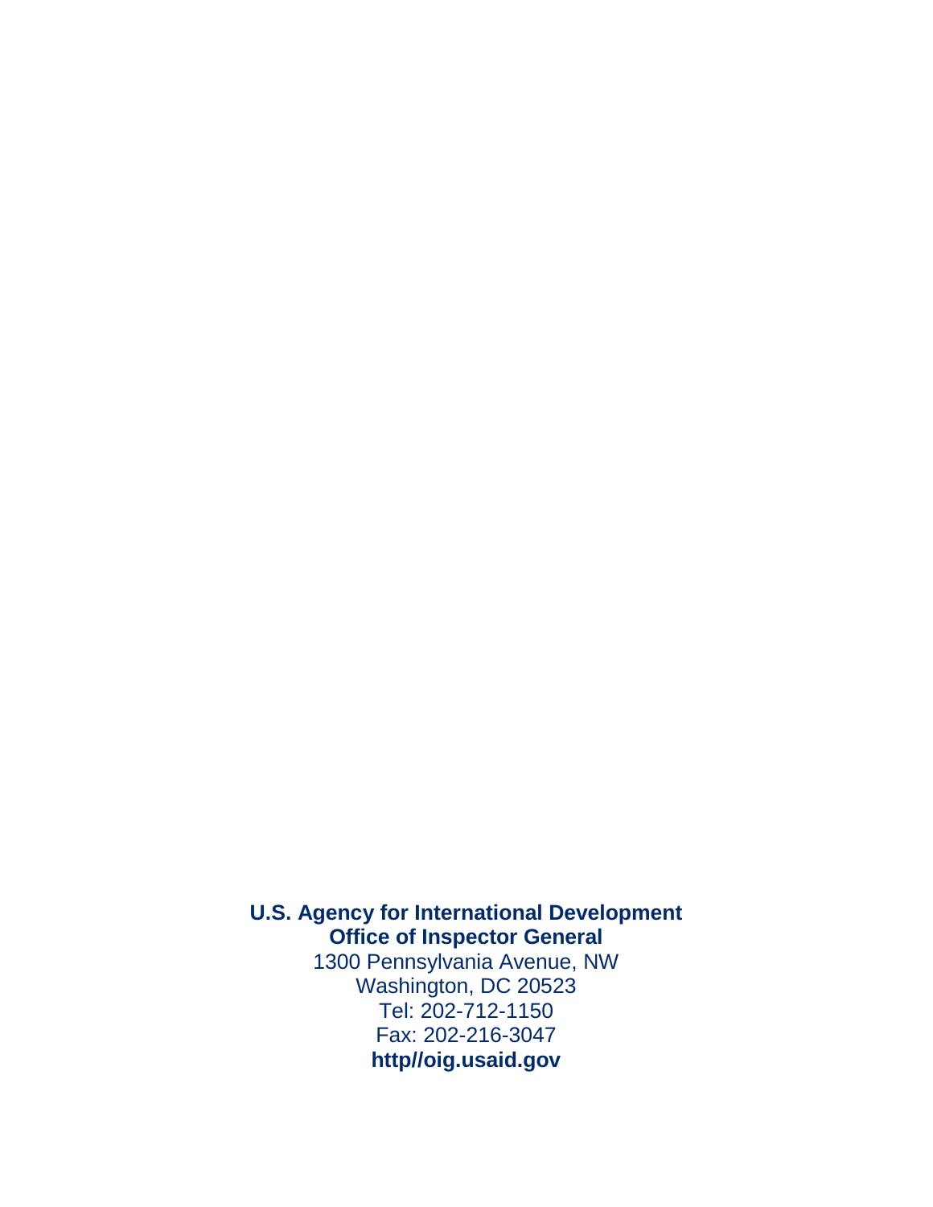**U.S. Agency for International Development**
**Office of Inspector General**
1300 Pennsylvania Avenue, NW
Washington, DC 20523
Tel: 202-712-1150
Fax: 202-216-3047
**http//oig.usaid.gov**